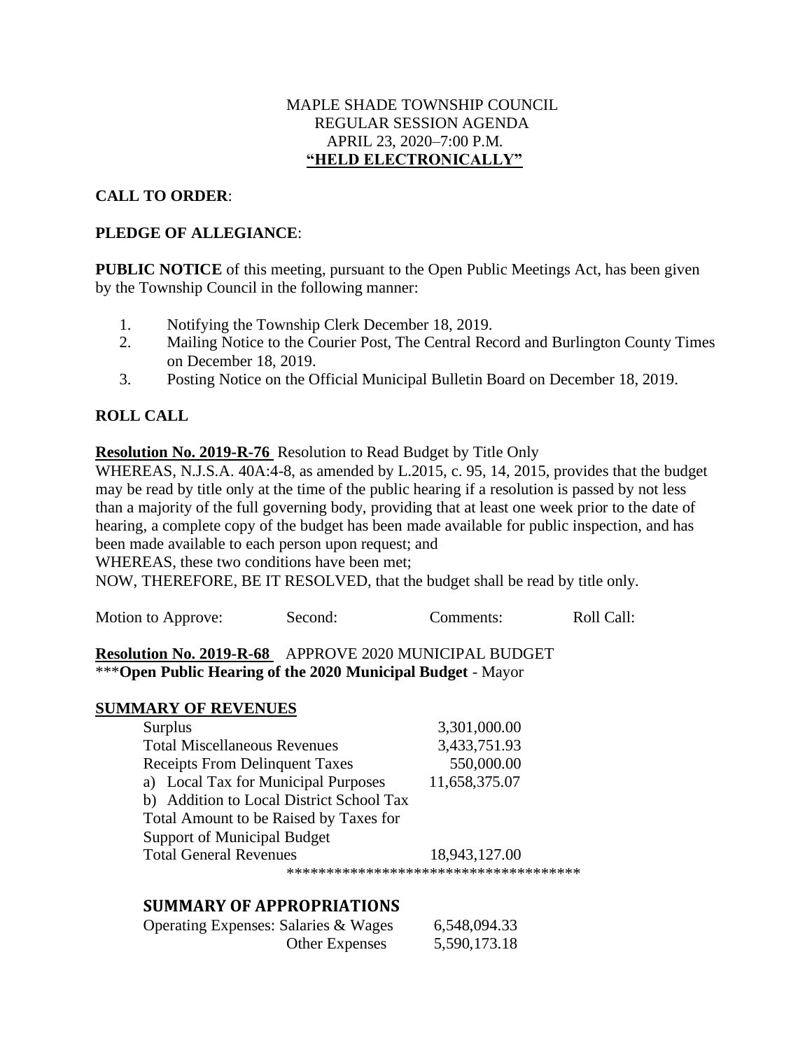MAPLE SHADE TOWNSHIP COUNCIL
REGULAR SESSION AGENDA
APRIL 23, 2020–7:00 P.M.
**"HELD ELECTRONICALLY"**

**CALL TO ORDER**:

**PLEDGE OF ALLEGIANCE**:

**PUBLIC NOTICE** of this meeting, pursuant to the Open Public Meetings Act, has been given by the Township Council in the following manner:

1. Notifying the Township Clerk December 18, 2019.
2. Mailing Notice to the Courier Post, The Central Record and Burlington County Times on December 18, 2019.
3. Posting Notice on the Official Municipal Bulletin Board on December 18, 2019.

**ROLL CALL**

**Resolution No. 2019-R-76** Resolution to Read Budget by Title Only

WHEREAS, N.J.S.A. 40A:4-8, as amended by L.2015, c. 95, 14, 2015, provides that the budget may be read by title only at the time of the public hearing if a resolution is passed by not less than a majority of the full governing body, providing that at least one week prior to the date of hearing, a complete copy of the budget has been made available for public inspection, and has been made available to each person upon request; and

WHEREAS, these two conditions have been met;

NOW, THEREFORE, BE IT RESOLVED, that the budget shall be read by title only.

Motion to Approve: Second: Comments: Roll Call:

**Resolution No. 2019-R-68** APPROVE 2020 MUNICIPAL BUDGET

\*\*\***Open Public Hearing of the 2020 Municipal Budget** - Mayor

**SUMMARY OF REVENUES**

| | |
|---|---|
| Surplus | 3,301,000.00 |
| Total Miscellaneous Revenues | 3,433,751.93 |
| Receipts From Delinquent Taxes | 550,000.00 |
| a) Local Tax for Municipal Purposes | 11,658,375.07 |
| b) Addition to Local District School Tax | |
| Total Amount to be Raised by Taxes for Support of Municipal Budget | |
| Total General Revenues | 18,943,127.00 |

\*\*\*\*\*\*\*\*\*\*\*\*\*\*\*\*\*\*\*\*\*\*\*\*\*\*\*\*\*\*\*\*\*\*\*\*\*

## SUMMARY OF APPROPRIATIONS

| | | |
|---|---|---|
| Operating Expenses: | Salaries & Wages | 6,548,094.33 |
| | Other Expenses | 5,590,173.18 |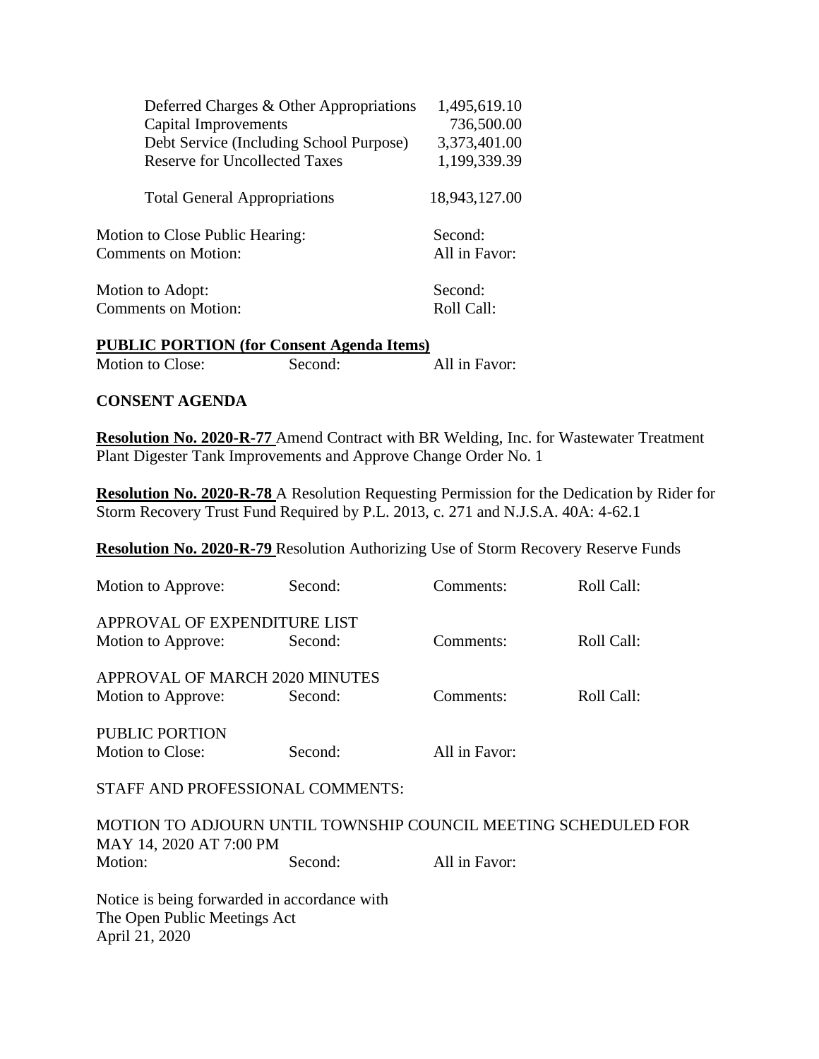| | |
|---|---|
| Deferred Charges & Other Appropriations | 1,495,619.10 |
| Capital Improvements | 736,500.00 |
| Debt Service (Including School Purpose) | 3,373,401.00 |
| Reserve for Uncollected Taxes | 1,199,339.39 |
| Total General Appropriations | 18,943,127.00 |

Motion to Close Public Hearing: Second:
Comments on Motion: All in Favor:

Motion to Adopt: Second:
Comments on Motion: Roll Call:

**PUBLIC PORTION (for Consent Agenda Items)**

Motion to Close: Second: All in Favor:

**CONSENT AGENDA**

**Resolution No. 2020-R-77** Amend Contract with BR Welding, Inc. for Wastewater Treatment Plant Digester Tank Improvements and Approve Change Order No. 1

**Resolution No. 2020-R-78** A Resolution Requesting Permission for the Dedication by Rider for Storm Recovery Trust Fund Required by P.L. 2013, c. 271 and N.J.S.A. 40A: 4-62.1

**Resolution No. 2020-R-79** Resolution Authorizing Use of Storm Recovery Reserve Funds

Motion to Approve: Second: Comments: Roll Call:

APPROVAL OF EXPENDITURE LIST

Motion to Approve: Second: Comments: Roll Call:

APPROVAL OF MARCH 2020 MINUTES

Motion to Approve: Second: Comments: Roll Call:

PUBLIC PORTION

Motion to Close: Second: All in Favor:

STAFF AND PROFESSIONAL COMMENTS:

MOTION TO ADJOURN UNTIL TOWNSHIP COUNCIL MEETING SCHEDULED FOR MAY 14, 2020 AT 7:00 PM

Motion: Second: All in Favor:

Notice is being forwarded in accordance with
The Open Public Meetings Act
April 21, 2020